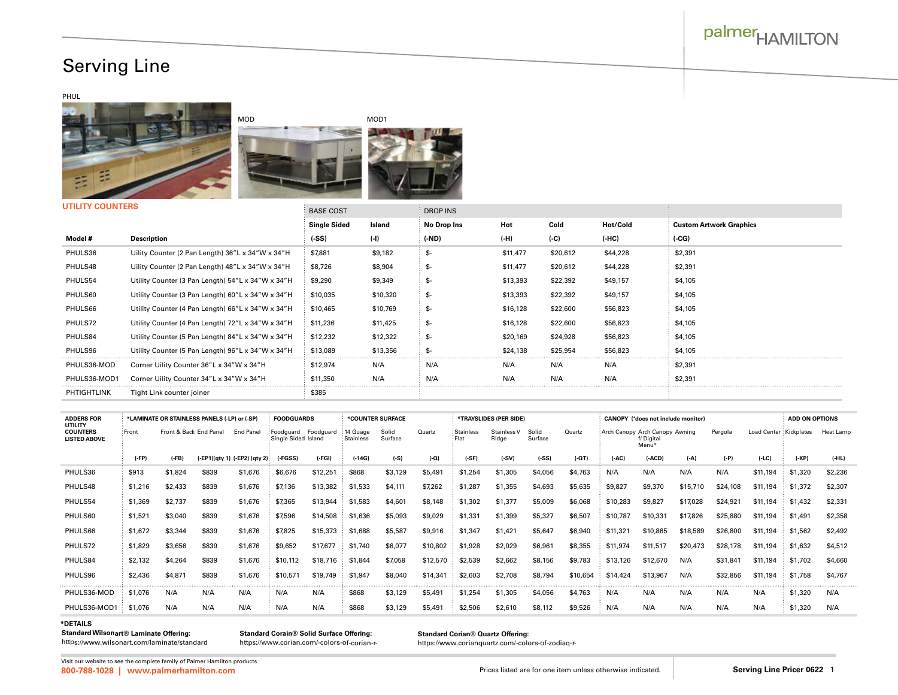# Serving Line

PHUL

MOD

MOD1

## UTILITY COUNTERS

| Model # | Description | BASE COST Single Sided (-SS) | Island (-I) | DROP INS No Drop Ins (-ND) | Hot (-H) | Cold (-C) | Hot/Cold (-HC) | Custom Artwork Graphics (-CG) |
|---|---|---|---|---|---|---|---|---|
| PHULS36 | Uility Counter (2 Pan Length) 36"L x 34"W x 34"H | $7,881 | $9,182 | $- | $11,477 | $20,612 | $44,228 | $2,391 |
| PHULS48 | Uility Counter (2 Pan Length) 48"L x 34"W x 34"H | $8,726 | $8,904 | $- | $11,477 | $20,612 | $44,228 | $2,391 |
| PHULS54 | Utility Counter (3 Pan Length) 54"L x 34"W x 34"H | $9,290 | $9,349 | $- | $13,393 | $22,392 | $49,157 | $4,105 |
| PHULS60 | Utility Counter (3 Pan Length) 60"L x 34"W x 34"H | $10,035 | $10,320 | $- | $13,393 | $22,392 | $49,157 | $4,105 |
| PHULS66 | Utility Counter (4 Pan Length) 66"L x 34"W x 34"H | $10,465 | $10,769 | $- | $16,128 | $22,600 | $56,823 | $4,105 |
| PHULS72 | Utility Counter (4 Pan Length) 72"L x 34"W x 34"H | $11,236 | $11,425 | $- | $16,128 | $22,600 | $56,823 | $4,105 |
| PHULS84 | Utility Counter (5 Pan Length) 84"L x 34"W x 34"H | $12,232 | $12,322 | $- | $20,169 | $24,928 | $56,823 | $4,105 |
| PHULS96 | Utility Counter (5 Pan Length) 96"L x 34"W x 34"H | $13,089 | $13,356 | $- | $24,138 | $25,954 | $56,823 | $4,105 |
| PHULS36-MOD | Corner Uility Counter 36"L x 34"W x 34"H | $12,974 | N/A | N/A | N/A | N/A | N/A | $2,391 |
| PHULS36-MOD1 | Corner Uility Counter 34"L x 34"W x 34"H | $11,350 | N/A | N/A | N/A | N/A | N/A | $2,391 |
| PHTIGHTLINK | Tight Link counter joiner | $385 | | | | | | |

| ADDERS FOR UTILITY COUNTERS LISTED ABOVE | *LAMINATE OR STAINLESS PANELS (-LP) or (-SP) Front | | | | FOODGUARDS Foodguard Single Sided | Foodguard Island | *COUNTER SURFACE 14 Guage Stainless | Solid Surface | Quartz | *TRAYSLIDES (PER SIDE) Stainless Flat | Stainless V Ridge | Solid Surface | Quartz | CANOPY (*does not include monitor) Arch Canopy | Arch Canopy f/ Digital Menu* | Awning | Pergola | Load Center | ADD ON OPTIONS Kickplates | Heat Lamp |
|---|---|---|---|---|---|---|---|---|---|---|---|---|---|---|---|---|---|---|---|---|
| | Front | Front & Back | End Panel | End Panel | | | | | | | | | | | | | | | | |
| | (-FP) | (-FB) | (-EP1)(qty 1) | (-EP2) (qty 2) | (-FGSS) | (-FGI) | (-14G) | (-S) | (-Q) | (-SF) | (-SV) | (-SS) | (-QT) | (-AC) | (-ACD) | (-A) | (-P) | (-LC) | (-KP) | (-HL) |
| PHULS36 | $913 | $1,824 | $839 | $1,676 | $6,676 | $12,251 | $868 | $3,129 | $5,491 | $1,254 | $1,305 | $4,056 | $4,763 | N/A | N/A | N/A | N/A | $11,194 | $1,320 | $2,236 |
| PHULS48 | $1,216 | $2,433 | $839 | $1,676 | $7,136 | $13,382 | $1,533 | $4,111 | $7,262 | $1,287 | $1,355 | $4,693 | $5,635 | $9,827 | $9,370 | $15,710 | $24,108 | $11,194 | $1,372 | $2,307 |
| PHULS54 | $1,369 | $2,737 | $839 | $1,676 | $7,365 | $13,944 | $1,583 | $4,601 | $8,148 | $1,302 | $1,377 | $5,009 | $6,068 | $10,283 | $9,827 | $17,028 | $24,921 | $11,194 | $1,432 | $2,331 |
| PHULS60 | $1,521 | $3,040 | $839 | $1,676 | $7,596 | $14,508 | $1,636 | $5,093 | $9,029 | $1,331 | $1,399 | $5,327 | $6,507 | $10,787 | $10,331 | $17,826 | $25,880 | $11,194 | $1,491 | $2,358 |
| PHULS66 | $1,672 | $3,344 | $839 | $1,676 | $7,825 | $15,373 | $1,688 | $5,587 | $9,916 | $1,347 | $1,421 | $5,647 | $6,940 | $11,321 | $10,865 | $18,589 | $26,800 | $11,194 | $1,562 | $2,492 |
| PHULS72 | $1,829 | $3,656 | $839 | $1,676 | $9,652 | $17,677 | $1,740 | $6,077 | $10,802 | $1,928 | $2,029 | $6,961 | $8,355 | $11,974 | $11,517 | $20,473 | $28,178 | $11,194 | $1,632 | $4,512 |
| PHULS84 | $2,132 | $4,264 | $839 | $1,676 | $10,112 | $18,716 | $1,844 | $7,058 | $12,570 | $2,539 | $2,662 | $8,156 | $9,783 | $13,126 | $12,670 | N/A | $31,841 | $11,194 | $1,702 | $4,660 |
| PHULS96 | $2,436 | $4,871 | $839 | $1,676 | $10,571 | $19,749 | $1,947 | $8,040 | $14,341 | $2,603 | $2,708 | $8,794 | $10,654 | $14,424 | $13,967 | N/A | $32,856 | $11,194 | $1,758 | $4,767 |
| PHULS36-MOD | $1,076 | N/A | N/A | N/A | N/A | N/A | $868 | $3,129 | $5,491 | $1,254 | $1,305 | $4,056 | $4,763 | N/A | N/A | N/A | N/A | N/A | $1,320 | N/A |
| PHULS36-MOD1 | $1,076 | N/A | N/A | N/A | N/A | N/A | $868 | $3,129 | $5,491 | $2,506 | $2,610 | $8,112 | $9,526 | N/A | N/A | N/A | N/A | N/A | $1,320 | N/A |

**\*DETAILS**

**Standard Wilsonart® Laminate Offering:**
https://www.wilsonart.com/laminate/standard

**Standard Corain® Solid Surface Offering:**
https://www.corian.com/-colors-of-corian-r-

**Standard Corian® Quartz Offering:**
https://www.corianquartz.com/-colors-of-zodiaq-r-

Visit our website to see the complete family of Palmer Hamilton products
**800-788-1028 | www.palmerhamilton.com**

Prices listed are for one item unless otherwise indicated.

**Serving Line Pricer 0622**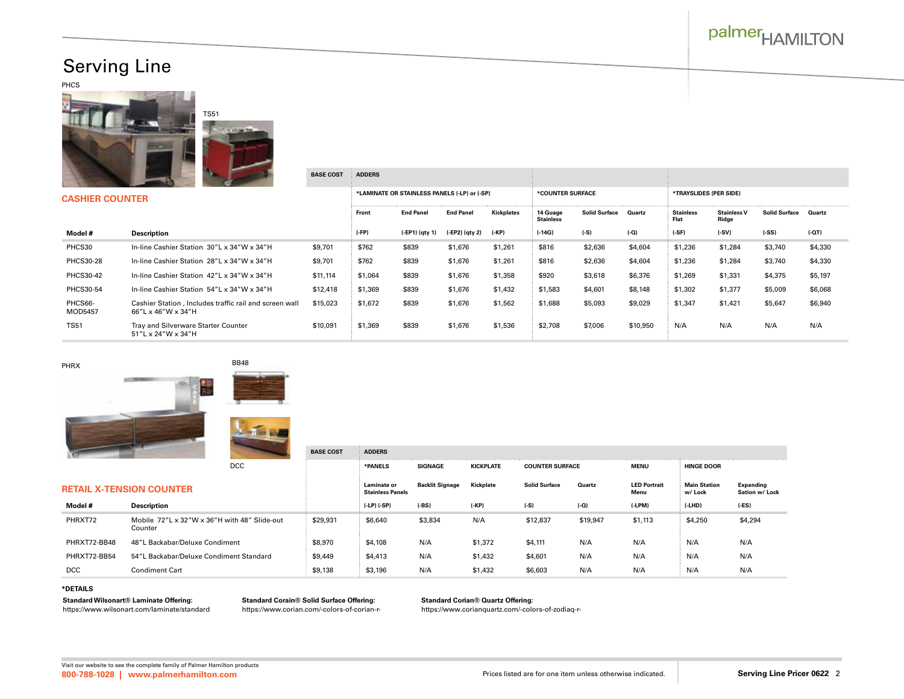# Serving Line

PHCS

TS51

## CASHIER COUNTER

| Model # | Description | BASE COST | ADDERS | | | | | | | | | | |
|---|---|---|---|---|---|---|---|---|---|---|---|---|---|
| | | | *LAMINATE OR STAINLESS PANELS (-LP) or (-SP) | | | | *COUNTER SURFACE | | | *TRAYSLIDES (PER SIDE) | | | |
| | | | Front | End Panel | End Panel | Kickplates | 14 Guage Stainless | Solid Surface | Quartz | Stainless Flat | Stainless V Ridge | Solid Surface | Quartz |
| | | | (-FP) | (-EP1) (qty 1) | (-EP2) (qty 2) | (-KP) | (-14G) | (-S) | (-Q) | (-SF) | (-SV) | (-SS) | (-QT) |
| PHCS30 | In-line Cashier Station 30″L x 34″W x 34″H | $9,701 | $762 | $839 | $1,676 | $1,261 | $816 | $2,636 | $4,604 | $1,236 | $1,284 | $3,740 | $4,330 |
| PHCS30-28 | In-line Cashier Station 28″L x 34″W x 34″H | $9,701 | $762 | $839 | $1,676 | $1,261 | $816 | $2,636 | $4,604 | $1,236 | $1,284 | $3,740 | $4,330 |
| PHCS30-42 | In-line Cashier Station 42″L x 34″W x 34″H | $11,114 | $1,064 | $839 | $1,676 | $1,358 | $920 | $3,618 | $6,376 | $1,269 | $1,331 | $4,375 | $5,197 |
| PHCS30-54 | In-line Cashier Station 54″L x 34″W x 34″H | $12,418 | $1,369 | $839 | $1,676 | $1,432 | $1,583 | $4,601 | $8,148 | $1,302 | $1,377 | $5,009 | $6,068 |
| PHCS66-MOD5457 | Cashier Station , Includes traffic rail and screen wall 66″L x 46″W x 34″H | $15,023 | $1,672 | $839 | $1,676 | $1,562 | $1,688 | $5,093 | $9,029 | $1,347 | $1,421 | $5,647 | $6,940 |
| TS51 | Tray and Silverware Starter Counter 51″L x 24″W x 34″H | $10,091 | $1,369 | $839 | $1,676 | $1,536 | $2,708 | $7,006 | $10,950 | N/A | N/A | N/A | N/A |

PHRX

BB48

DCC

## RETAIL X-TENSION COUNTER

| Model # | Description | BASE COST | ADDERS | | | | | | | |
|---|---|---|---|---|---|---|---|---|---|---|
| | | | *PANELS | SIGNAGE | KICKPLATE | COUNTER SURFACE | | MENU | HINGE DOOR | |
| | | | Laminate or Stainless Panels | Backlit Signage | Kickplate | Solid Surface | Quartz | LED Portrait Menu | Main Station w/ Lock | Expanding Sation w/ Lock |
| | | | (-LP) (-SP) | (-BS) | (-KP) | (-S) | (-Q) | (-LPM) | (-LHD) | (-ES) |
| PHRXT72 | Mobile 72″L x 32″W x 36″H with 48″ Slide-out Counter | $29,931 | $6,640 | $3,834 | N/A | $12,837 | $19,947 | $1,113 | $4,250 | $4,294 |
| PHRXT72-BB48 | 48″L Backabar/Deluxe Condiment | $8,970 | $4,108 | N/A | $1,372 | $4,111 | N/A | N/A | N/A | N/A |
| PHRXT72-BB54 | 54″L Backabar/Deluxe Condiment Standard | $9,449 | $4,413 | N/A | $1,432 | $4,601 | N/A | N/A | N/A | N/A |
| DCC | Condiment Cart | $9,138 | $3,196 | N/A | $1,432 | $6,603 | N/A | N/A | N/A | N/A |

**\*DETAILS**

**Standard Wilsonart® Laminate Offering:**
https://www.wilsonart.com/laminate/standard

**Standard Corain® Solid Surface Offering:**
https://www.corian.com/-colors-of-corian-r-

**Standard Corian® Quartz Offering:**
https://www.corianquartz.com/-colors-of-zodiaq-r-

Visit our website to see the complete family of Palmer Hamilton products
800-788-1028 | www.palmerhamilton.com

Prices listed are for one item unless otherwise indicated.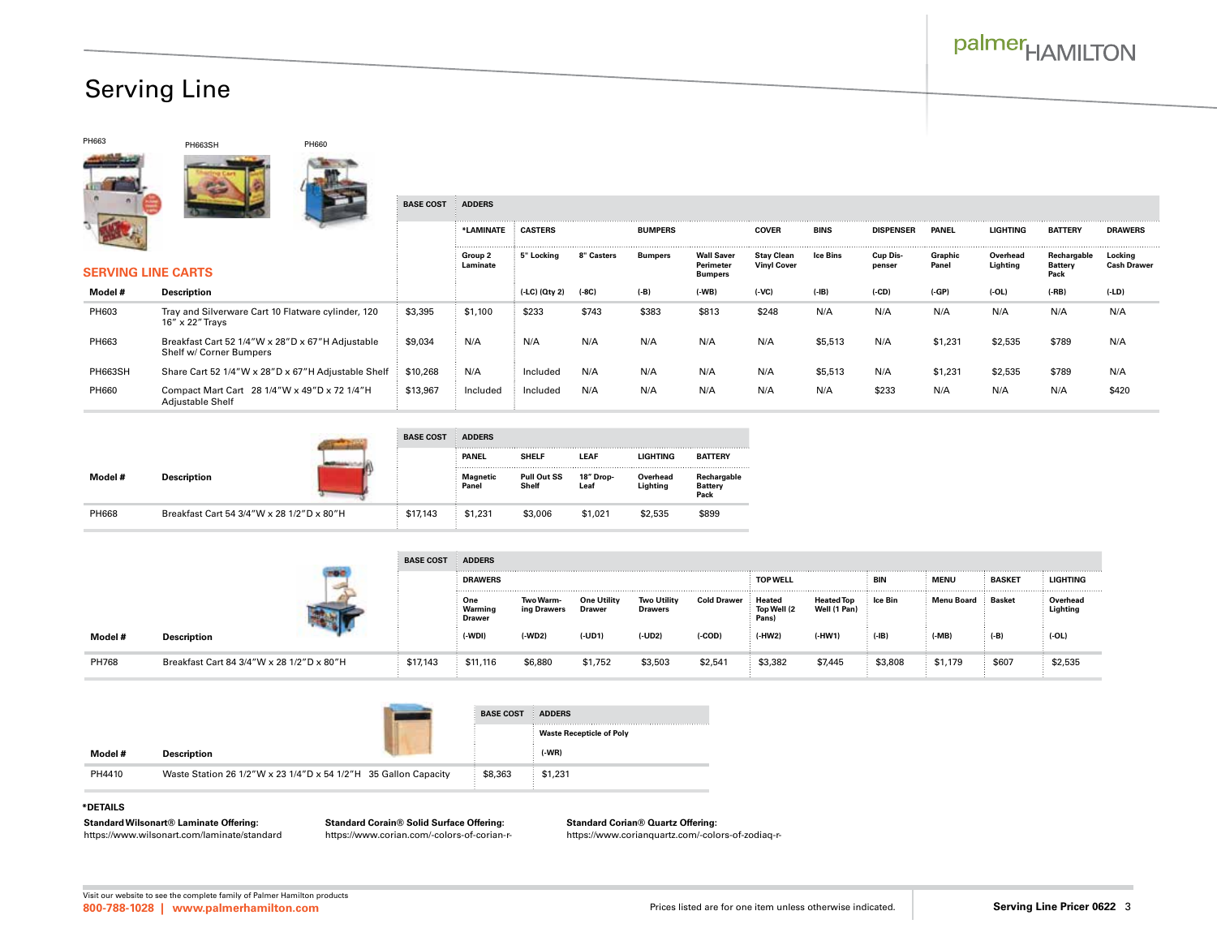# Serving Line

PH663 PH663SH PH660

## SERVING LINE CARTS

| Model # | Description | BASE COST | ADDERS | | | | | | | | | | | |
|---|---|---|---|---|---|---|---|---|---|---|---|---|---|---|
| | | | *LAMINATE | CASTERS | | BUMPERS | | COVER | BINS | DISPENSER | PANEL | LIGHTING | BATTERY | DRAWERS |
| | | | Group 2 Laminate | 5" Locking | 8" Casters | Bumpers | Wall Saver Perimeter Bumpers | Stay Clean Vinyl Cover | Ice Bins | Cup Dis-penser | Graphic Panel | Overhead Lighting | Rechargable Battery Pack | Locking Cash Drawer |
| | | | | (-LC) (Qty 2) | (-8C) | (-B) | (-WB) | (-VC) | (-IB) | (-CD) | (-GP) | (-OL) | (-RB) | (-LD) |
| PH603 | Tray and Silverware Cart 10 Flatware cylinder, 120 16" x 22" Trays | $3,395 | $1,100 | $233 | $743 | $383 | $813 | $248 | N/A | N/A | N/A | N/A | N/A | N/A |
| PH663 | Breakfast Cart 52 1/4"W x 28"D x 67"H Adjustable Shelf w/ Corner Bumpers | $9,034 | N/A | N/A | N/A | N/A | N/A | N/A | $5,513 | N/A | $1,231 | $2,535 | $789 | N/A |
| PH663SH | Share Cart 52 1/4"W x 28"D x 67"H Adjustable Shelf | $10,268 | N/A | Included | N/A | N/A | N/A | N/A | $5,513 | N/A | $1,231 | $2,535 | $789 | N/A |
| PH660 | Compact Mart Cart 28 1/4"W x 49"D x 72 1/4"H Adjustable Shelf | $13,967 | Included | Included | N/A | N/A | N/A | N/A | N/A | $233 | N/A | N/A | N/A | $420 |

| Model # | Description | BASE COST | ADDERS | | | | |
|---|---|---|---|---|---|---|---|
| | | | PANEL | SHELF | LEAF | LIGHTING | BATTERY |
| | | | Magnetic Panel | Pull Out SS Shelf | 18" Drop-Leaf | Overhead Lighting | Rechargable Battery Pack |
| PH668 | Breakfast Cart 54 3/4"W x 28 1/2"D x 80"H | $17,143 | $1,231 | $3,006 | $1,021 | $2,535 | $899 |

| Model # | Description | BASE COST | ADDERS | | | | | | | | | | |
|---|---|---|---|---|---|---|---|---|---|---|---|---|---|
| | | | DRAWERS | | | | | TOP WELL | | BIN | MENU | BASKET | LIGHTING |
| | | | One Warming Drawer | Two Warming Drawers | One Utility Drawer | Two Utility Drawers | Cold Drawer | Heated Top Well (2 Pans) | Heated Top Well (1 Pan) | Ice Bin | Menu Board | Basket | Overhead Lighting |
| | | | (-WDI) | (-WD2) | (-UD1) | (-UD2) | (-COD) | (-HW2) | (-HW1) | (-IB) | (-MB) | (-B) | (-OL) |
| PH768 | Breakfast Cart 84 3/4"W x 28 1/2"D x 80"H | $17,143 | $11,116 | $6,880 | $1,752 | $3,503 | $2,541 | $3,382 | $7,445 | $3,808 | $1,179 | $607 | $2,535 |

| Model # | Description | BASE COST | ADDERS |
|---|---|---|---|
| | | | Waste Recepticle of Poly |
| | | | (-WR) |
| PH4410 | Waste Station 26 1/2"W x 23 1/4"D x 54 1/2"H 35 Gallon Capacity | $8,363 | $1,231 |

**\*DETAILS**

**Standard Wilsonart® Laminate Offering:**
https://www.wilsonart.com/laminate/standard

**Standard Corain® Solid Surface Offering:**
https://www.corian.com/-colors-of-corian-r-

**Standard Corian® Quartz Offering:**
https://www.corianquartz.com/-colors-of-zodiaq-r-

Visit our website to see the complete family of Palmer Hamilton products
800-788-1028 | www.palmerhamilton.com

Prices listed are for one item unless otherwise indicated.